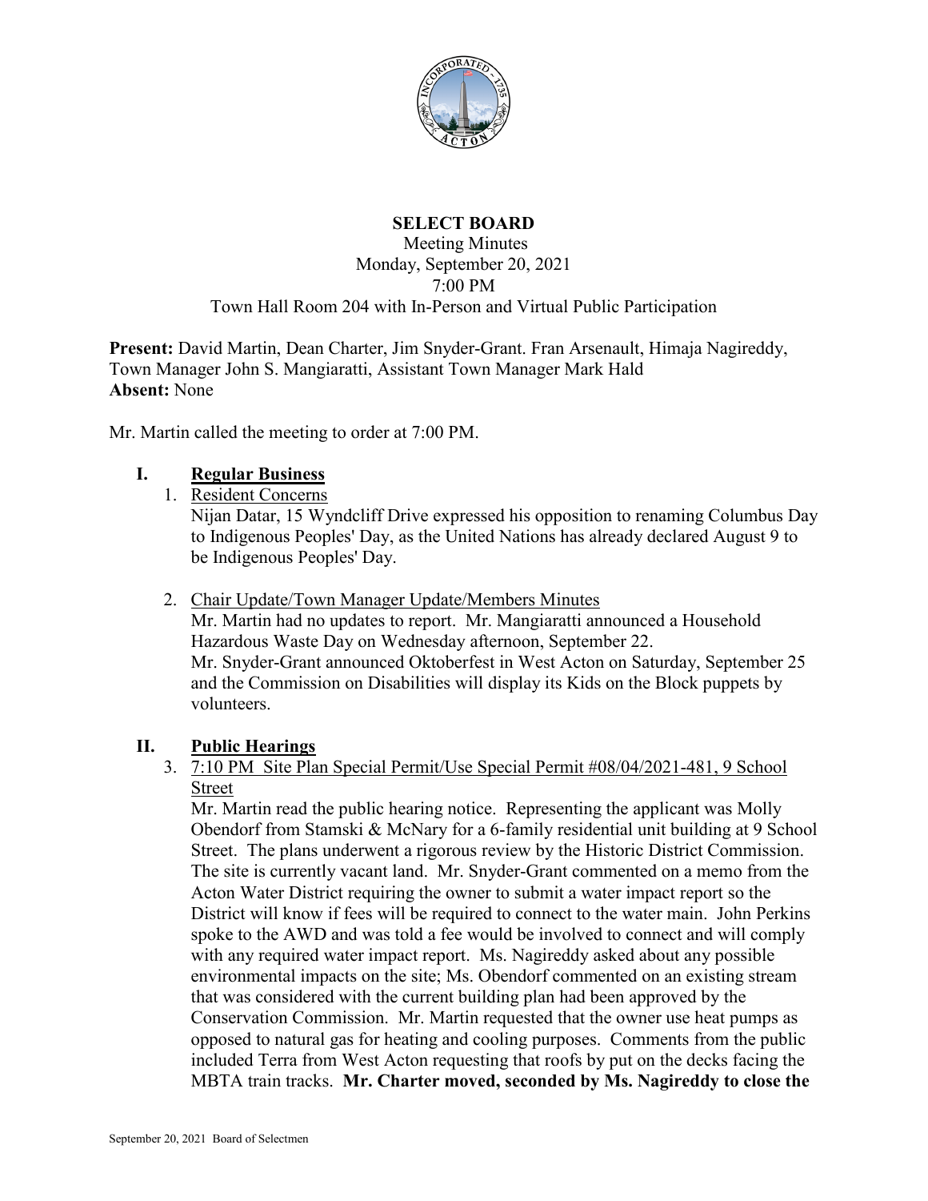# SELECT BOARD

Meeting Minutes
Monday, September 20, 2021
7:00 PM
Town Hall Room 204 with In-Person and Virtual Public Participation

**Present:** David Martin, Dean Charter, Jim Snyder-Grant. Fran Arsenault, Himaja Nagireddy, Town Manager John S. Mangiaratti, Assistant Town Manager Mark Hald
**Absent:** None

Mr. Martin called the meeting to order at 7:00 PM.

## I. Regular Business

1. Resident Concerns
   Nijan Datar, 15 Wyndcliff Drive expressed his opposition to renaming Columbus Day to Indigenous Peoples' Day, as the United Nations has already declared August 9 to be Indigenous Peoples' Day.

2. Chair Update/Town Manager Update/Members Minutes
   Mr. Martin had no updates to report. Mr. Mangiaratti announced a Household Hazardous Waste Day on Wednesday afternoon, September 22.
   Mr. Snyder-Grant announced Oktoberfest in West Acton on Saturday, September 25 and the Commission on Disabilities will display its Kids on the Block puppets by volunteers.

## II. Public Hearings

3. 7:10 PM Site Plan Special Permit/Use Special Permit #08/04/2021-481, 9 School Street
   Mr. Martin read the public hearing notice. Representing the applicant was Molly Obendorf from Stamski & McNary for a 6-family residential unit building at 9 School Street. The plans underwent a rigorous review by the Historic District Commission. The site is currently vacant land. Mr. Snyder-Grant commented on a memo from the Acton Water District requiring the owner to submit a water impact report so the District will know if fees will be required to connect to the water main. John Perkins spoke to the AWD and was told a fee would be involved to connect and will comply with any required water impact report. Ms. Nagireddy asked about any possible environmental impacts on the site; Ms. Obendorf commented on an existing stream that was considered with the current building plan had been approved by the Conservation Commission. Mr. Martin requested that the owner use heat pumps as opposed to natural gas for heating and cooling purposes. Comments from the public included Terra from West Acton requesting that roofs by put on the decks facing the MBTA train tracks. **Mr. Charter moved, seconded by Ms. Nagireddy to close the**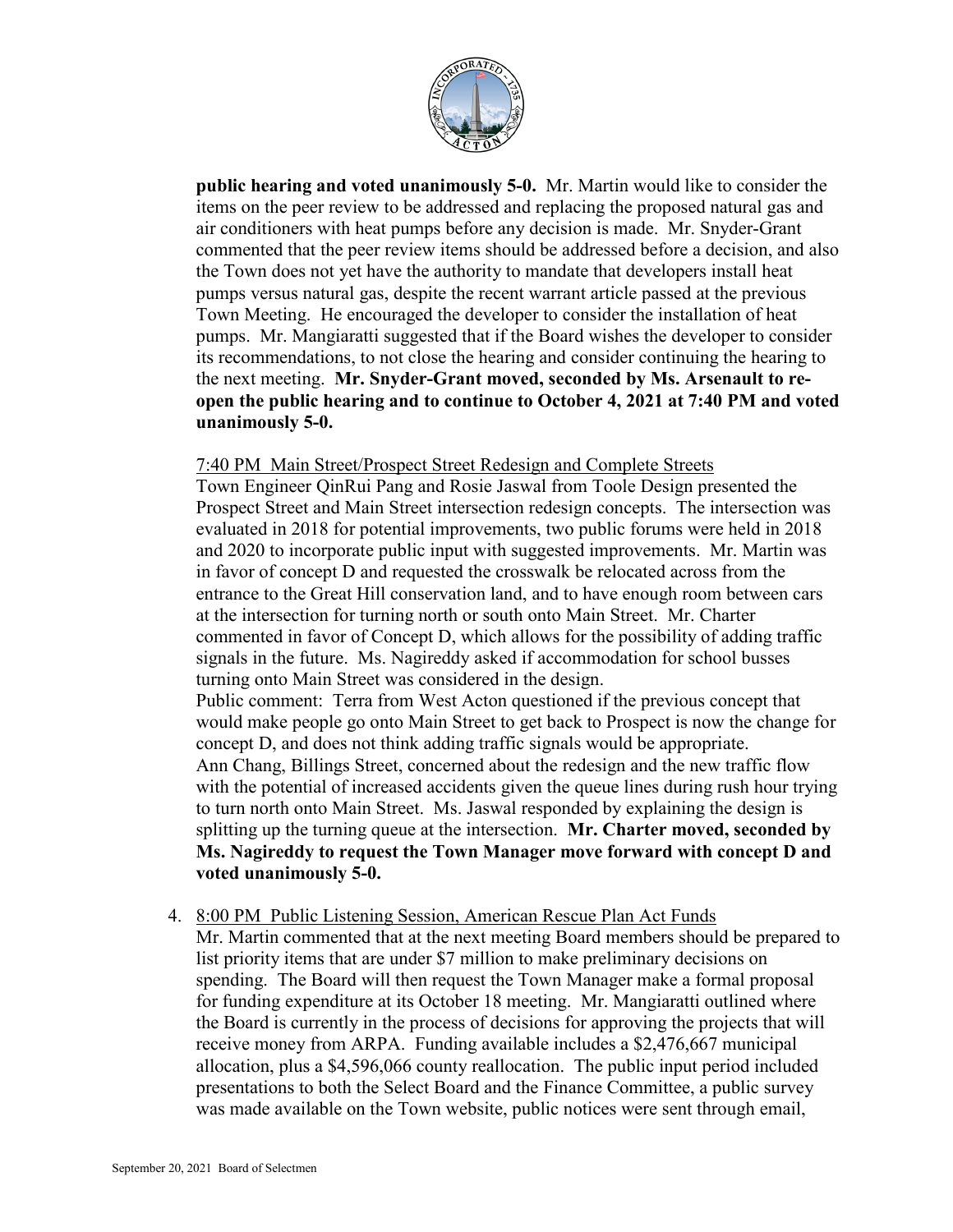**public hearing and voted unanimously 5-0.** Mr. Martin would like to consider the items on the peer review to be addressed and replacing the proposed natural gas and air conditioners with heat pumps before any decision is made. Mr. Snyder-Grant commented that the peer review items should be addressed before a decision, and also the Town does not yet have the authority to mandate that developers install heat pumps versus natural gas, despite the recent warrant article passed at the previous Town Meeting. He encouraged the developer to consider the installation of heat pumps. Mr. Mangiaratti suggested that if the Board wishes the developer to consider its recommendations, to not close the hearing and consider continuing the hearing to the next meeting. **Mr. Snyder-Grant moved, seconded by Ms. Arsenault to re-open the public hearing and to continue to October 4, 2021 at 7:40 PM and voted unanimously 5-0.**

7:40 PM Main Street/Prospect Street Redesign and Complete Streets

Town Engineer QinRui Pang and Rosie Jaswal from Toole Design presented the Prospect Street and Main Street intersection redesign concepts. The intersection was evaluated in 2018 for potential improvements, two public forums were held in 2018 and 2020 to incorporate public input with suggested improvements. Mr. Martin was in favor of concept D and requested the crosswalk be relocated across from the entrance to the Great Hill conservation land, and to have enough room between cars at the intersection for turning north or south onto Main Street. Mr. Charter commented in favor of Concept D, which allows for the possibility of adding traffic signals in the future. Ms. Nagireddy asked if accommodation for school busses turning onto Main Street was considered in the design.

Public comment: Terra from West Acton questioned if the previous concept that would make people go onto Main Street to get back to Prospect is now the change for concept D, and does not think adding traffic signals would be appropriate.

Ann Chang, Billings Street, concerned about the redesign and the new traffic flow with the potential of increased accidents given the queue lines during rush hour trying to turn north onto Main Street. Ms. Jaswal responded by explaining the design is splitting up the turning queue at the intersection. **Mr. Charter moved, seconded by Ms. Nagireddy to request the Town Manager move forward with concept D and voted unanimously 5-0.**

4. 8:00 PM Public Listening Session, American Rescue Plan Act Funds

   Mr. Martin commented that at the next meeting Board members should be prepared to list priority items that are under $7 million to make preliminary decisions on spending. The Board will then request the Town Manager make a formal proposal for funding expenditure at its October 18 meeting. Mr. Mangiaratti outlined where the Board is currently in the process of decisions for approving the projects that will receive money from ARPA. Funding available includes a $2,476,667 municipal allocation, plus a $4,596,066 county reallocation. The public input period included presentations to both the Select Board and the Finance Committee, a public survey was made available on the Town website, public notices were sent through email,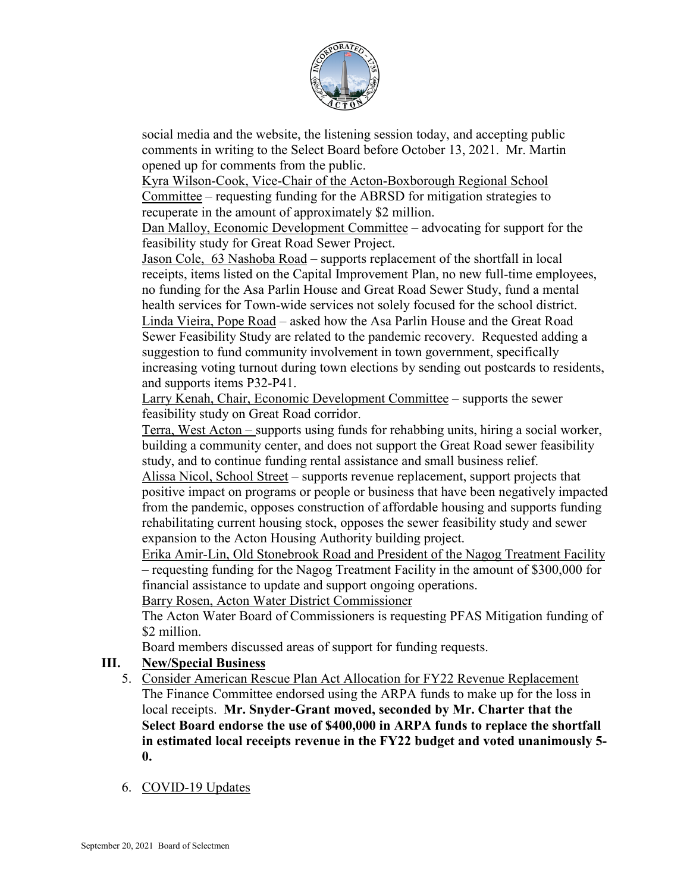social media and the website, the listening session today, and accepting public comments in writing to the Select Board before October 13, 2021. Mr. Martin opened up for comments from the public.

Kyra Wilson-Cook, Vice-Chair of the Acton-Boxborough Regional School Committee – requesting funding for the ABRSD for mitigation strategies to recuperate in the amount of approximately $2 million.

Dan Malloy, Economic Development Committee – advocating for support for the feasibility study for Great Road Sewer Project.

Jason Cole, 63 Nashoba Road – supports replacement of the shortfall in local receipts, items listed on the Capital Improvement Plan, no new full-time employees, no funding for the Asa Parlin House and Great Road Sewer Study, fund a mental health services for Town-wide services not solely focused for the school district.

Linda Vieira, Pope Road – asked how the Asa Parlin House and the Great Road Sewer Feasibility Study are related to the pandemic recovery. Requested adding a suggestion to fund community involvement in town government, specifically increasing voting turnout during town elections by sending out postcards to residents, and supports items P32-P41.

Larry Kenah, Chair, Economic Development Committee – supports the sewer feasibility study on Great Road corridor.

Terra, West Acton – supports using funds for rehabbing units, hiring a social worker, building a community center, and does not support the Great Road sewer feasibility study, and to continue funding rental assistance and small business relief.

Alissa Nicol, School Street – supports revenue replacement, support projects that positive impact on programs or people or business that have been negatively impacted from the pandemic, opposes construction of affordable housing and supports funding rehabilitating current housing stock, opposes the sewer feasibility study and sewer expansion to the Acton Housing Authority building project.

Erika Amir-Lin, Old Stonebrook Road and President of the Nagog Treatment Facility – requesting funding for the Nagog Treatment Facility in the amount of $300,000 for financial assistance to update and support ongoing operations.

Barry Rosen, Acton Water District Commissioner

The Acton Water Board of Commissioners is requesting PFAS Mitigation funding of $2 million.

Board members discussed areas of support for funding requests.

## III. New/Special Business

5. Consider American Rescue Plan Act Allocation for FY22 Revenue Replacement

   The Finance Committee endorsed using the ARPA funds to make up for the loss in local receipts. **Mr. Snyder-Grant moved, seconded by Mr. Charter that the Select Board endorse the use of $400,000 in ARPA funds to replace the shortfall in estimated local receipts revenue in the FY22 budget and voted unanimously 5-0.**

6. COVID-19 Updates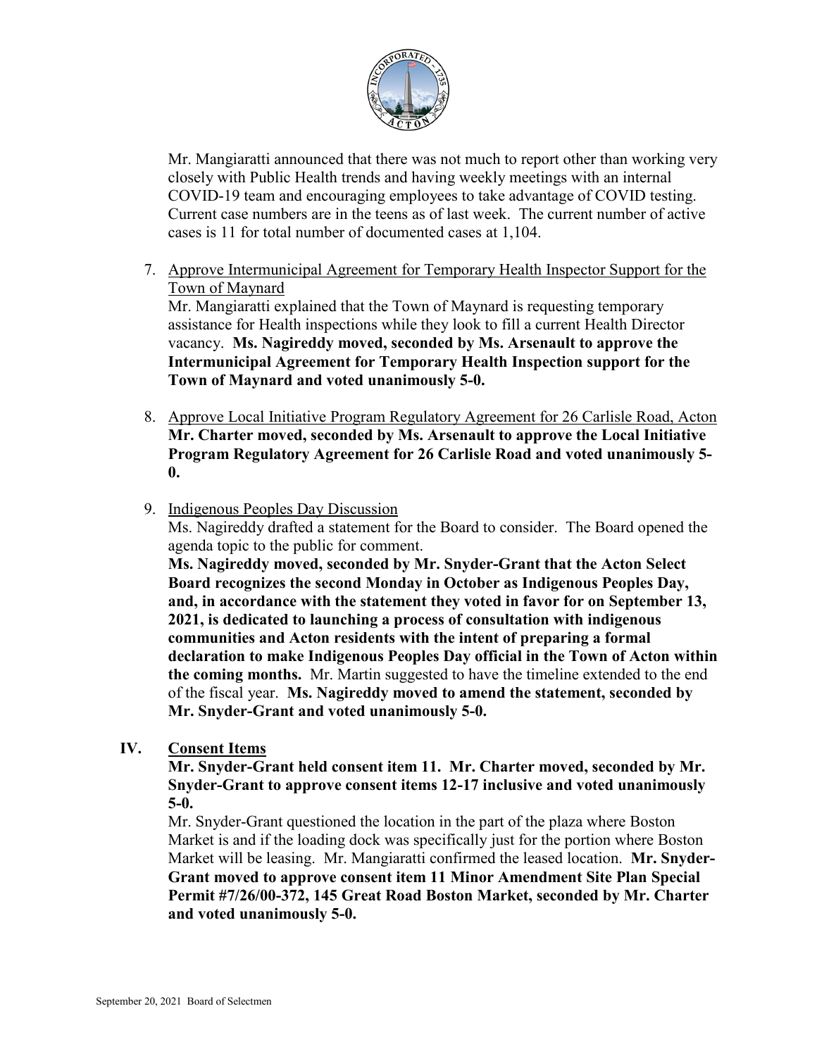Mr. Mangiaratti announced that there was not much to report other than working very closely with Public Health trends and having weekly meetings with an internal COVID-19 team and encouraging employees to take advantage of COVID testing. Current case numbers are in the teens as of last week. The current number of active cases is 11 for total number of documented cases at 1,104.

7. Approve Intermunicipal Agreement for Temporary Health Inspector Support for the Town of Maynard
   Mr. Mangiaratti explained that the Town of Maynard is requesting temporary assistance for Health inspections while they look to fill a current Health Director vacancy. **Ms. Nagireddy moved, seconded by Ms. Arsenault to approve the Intermunicipal Agreement for Temporary Health Inspection support for the Town of Maynard and voted unanimously 5-0.**

8. Approve Local Initiative Program Regulatory Agreement for 26 Carlisle Road, Acton
   **Mr. Charter moved, seconded by Ms. Arsenault to approve the Local Initiative Program Regulatory Agreement for 26 Carlisle Road and voted unanimously 5-0.**

9. Indigenous Peoples Day Discussion
   Ms. Nagireddy drafted a statement for the Board to consider. The Board opened the agenda topic to the public for comment.
   **Ms. Nagireddy moved, seconded by Mr. Snyder-Grant that the Acton Select Board recognizes the second Monday in October as Indigenous Peoples Day, and, in accordance with the statement they voted in favor for on September 13, 2021, is dedicated to launching a process of consultation with indigenous communities and Acton residents with the intent of preparing a formal declaration to make Indigenous Peoples Day official in the Town of Acton within the coming months.** Mr. Martin suggested to have the timeline extended to the end of the fiscal year. **Ms. Nagireddy moved to amend the statement, seconded by Mr. Snyder-Grant and voted unanimously 5-0.**

## IV. Consent Items

**Mr. Snyder-Grant held consent item 11. Mr. Charter moved, seconded by Mr. Snyder-Grant to approve consent items 12-17 inclusive and voted unanimously 5-0.**

Mr. Snyder-Grant questioned the location in the part of the plaza where Boston Market is and if the loading dock was specifically just for the portion where Boston Market will be leasing. Mr. Mangiaratti confirmed the leased location. **Mr. Snyder-Grant moved to approve consent item 11 Minor Amendment Site Plan Special Permit #7/26/00-372, 145 Great Road Boston Market, seconded by Mr. Charter and voted unanimously 5-0.**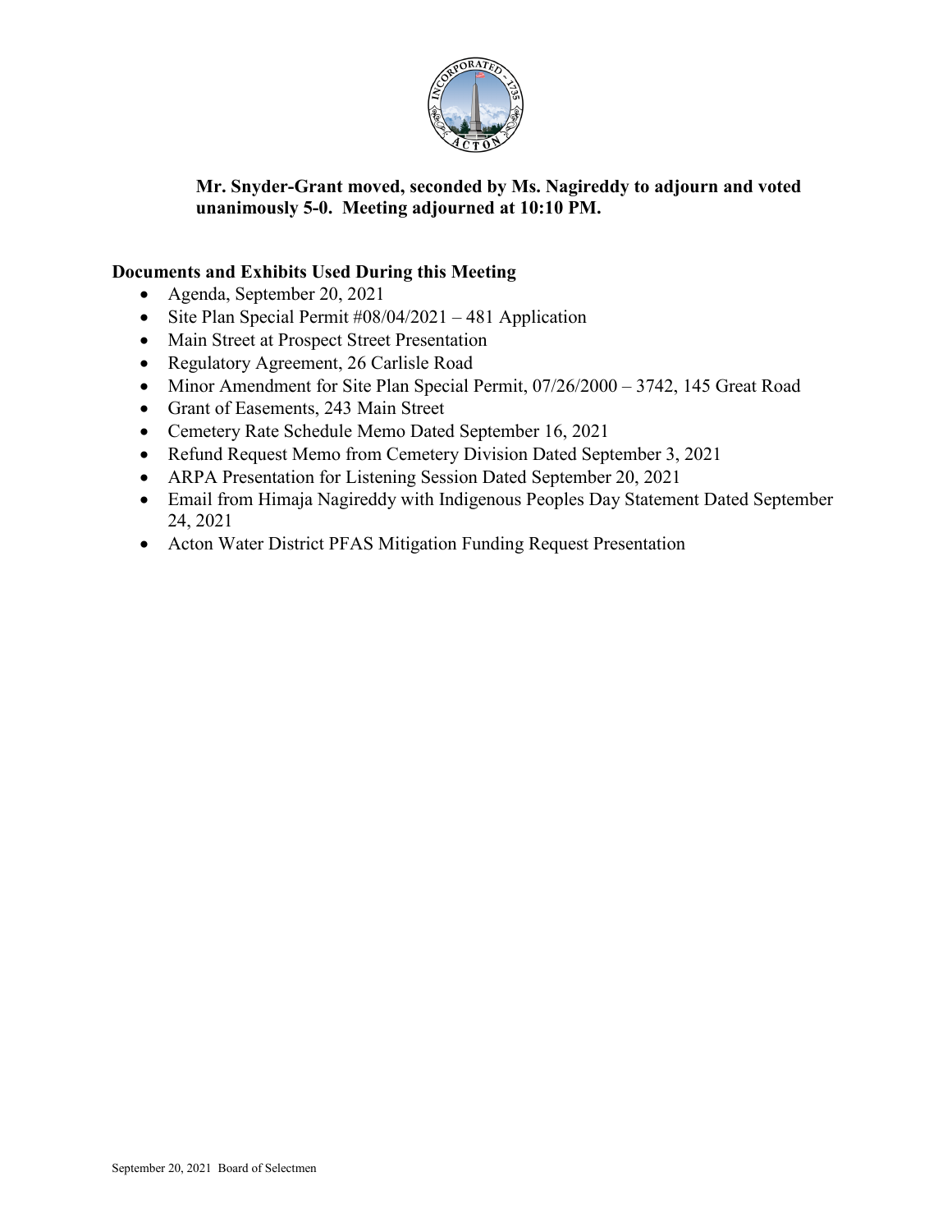**Mr. Snyder-Grant moved, seconded by Ms. Nagireddy to adjourn and voted unanimously 5-0. Meeting adjourned at 10:10 PM.**

**Documents and Exhibits Used During this Meeting**

- Agenda, September 20, 2021
- Site Plan Special Permit #08/04/2021 – 481 Application
- Main Street at Prospect Street Presentation
- Regulatory Agreement, 26 Carlisle Road
- Minor Amendment for Site Plan Special Permit, 07/26/2000 – 3742, 145 Great Road
- Grant of Easements, 243 Main Street
- Cemetery Rate Schedule Memo Dated September 16, 2021
- Refund Request Memo from Cemetery Division Dated September 3, 2021
- ARPA Presentation for Listening Session Dated September 20, 2021
- Email from Himaja Nagireddy with Indigenous Peoples Day Statement Dated September 24, 2021
- Acton Water District PFAS Mitigation Funding Request Presentation